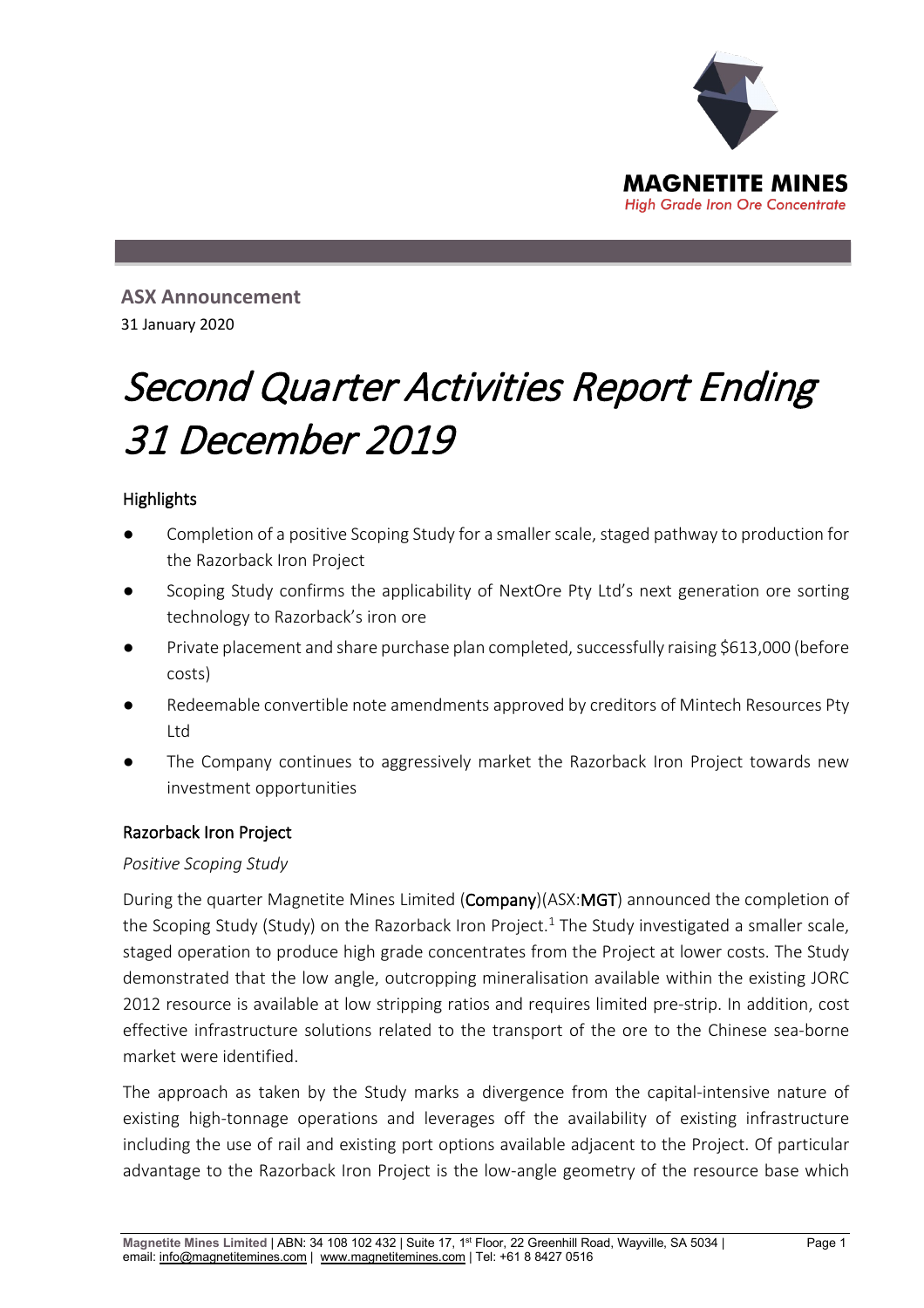MAGNETITE MINES
*High Grade Iron Ore Concentrate*

**ASX Announcement**

31 January 2020

# *Second Quarter Activities Report Ending 31 December 2019*

## Highlights

- Completion of a positive Scoping Study for a smaller scale, staged pathway to production for the Razorback Iron Project
- Scoping Study confirms the applicability of NextOre Pty Ltd's next generation ore sorting technology to Razorback's iron ore
- Private placement and share purchase plan completed, successfully raising $613,000 (before costs)
- Redeemable convertible note amendments approved by creditors of Mintech Resources Pty Ltd
- The Company continues to aggressively market the Razorback Iron Project towards new investment opportunities

## Razorback Iron Project

*Positive Scoping Study*

During the quarter Magnetite Mines Limited (**Company**)(ASX:**MGT**) announced the completion of the Scoping Study (Study) on the Razorback Iron Project.[1] The Study investigated a smaller scale, staged operation to produce high grade concentrates from the Project at lower costs. The Study demonstrated that the low angle, outcropping mineralisation available within the existing JORC 2012 resource is available at low stripping ratios and requires limited pre-strip. In addition, cost effective infrastructure solutions related to the transport of the ore to the Chinese sea-borne market were identified.

The approach as taken by the Study marks a divergence from the capital-intensive nature of existing high-tonnage operations and leverages off the availability of existing infrastructure including the use of rail and existing port options available adjacent to the Project. Of particular advantage to the Razorback Iron Project is the low-angle geometry of the resource base which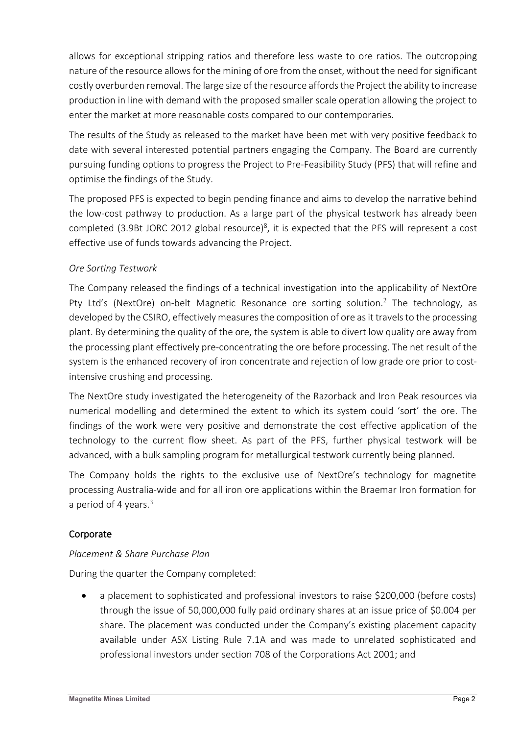allows for exceptional stripping ratios and therefore less waste to ore ratios. The outcropping nature of the resource allows for the mining of ore from the onset, without the need for significant costly overburden removal. The large size of the resource affords the Project the ability to increase production in line with demand with the proposed smaller scale operation allowing the project to enter the market at more reasonable costs compared to our contemporaries.

The results of the Study as released to the market have been met with very positive feedback to date with several interested potential partners engaging the Company. The Board are currently pursuing funding options to progress the Project to Pre-Feasibility Study (PFS) that will refine and optimise the findings of the Study.

The proposed PFS is expected to begin pending finance and aims to develop the narrative behind the low-cost pathway to production. As a large part of the physical testwork has already been completed (3.9Bt JORC 2012 global resource)[8], it is expected that the PFS will represent a cost effective use of funds towards advancing the Project.

*Ore Sorting Testwork*

The Company released the findings of a technical investigation into the applicability of NextOre Pty Ltd's (NextOre) on-belt Magnetic Resonance ore sorting solution.[2] The technology, as developed by the CSIRO, effectively measures the composition of ore as it travels to the processing plant. By determining the quality of the ore, the system is able to divert low quality ore away from the processing plant effectively pre-concentrating the ore before processing. The net result of the system is the enhanced recovery of iron concentrate and rejection of low grade ore prior to cost-intensive crushing and processing.

The NextOre study investigated the heterogeneity of the Razorback and Iron Peak resources via numerical modelling and determined the extent to which its system could 'sort' the ore. The findings of the work were very positive and demonstrate the cost effective application of the technology to the current flow sheet. As part of the PFS, further physical testwork will be advanced, with a bulk sampling program for metallurgical testwork currently being planned.

The Company holds the rights to the exclusive use of NextOre's technology for magnetite processing Australia-wide and for all iron ore applications within the Braemar Iron formation for a period of 4 years.[3]

## Corporate

*Placement & Share Purchase Plan*

During the quarter the Company completed:

- a placement to sophisticated and professional investors to raise $200,000 (before costs) through the issue of 50,000,000 fully paid ordinary shares at an issue price of $0.004 per share. The placement was conducted under the Company's existing placement capacity available under ASX Listing Rule 7.1A and was made to unrelated sophisticated and professional investors under section 708 of the Corporations Act 2001; and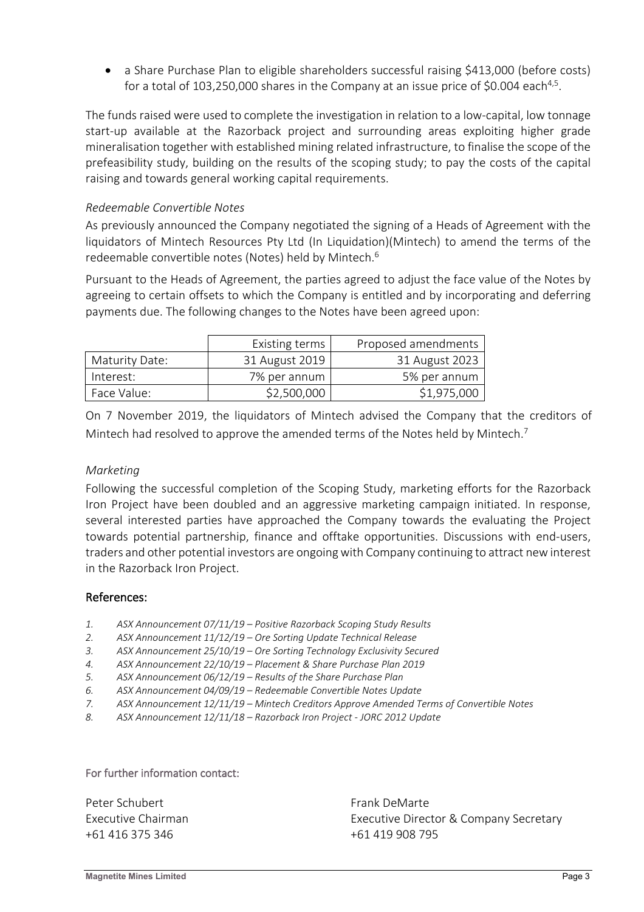- a Share Purchase Plan to eligible shareholders successful raising $413,000 (before costs) for a total of 103,250,000 shares in the Company at an issue price of $0.004 each[4,5].

The funds raised were used to complete the investigation in relation to a low-capital, low tonnage start-up available at the Razorback project and surrounding areas exploiting higher grade mineralisation together with established mining related infrastructure, to finalise the scope of the prefeasibility study, building on the results of the scoping study; to pay the costs of the capital raising and towards general working capital requirements.

*Redeemable Convertible Notes*

As previously announced the Company negotiated the signing of a Heads of Agreement with the liquidators of Mintech Resources Pty Ltd (In Liquidation)(Mintech) to amend the terms of the redeemable convertible notes (Notes) held by Mintech.[6]

Pursuant to the Heads of Agreement, the parties agreed to adjust the face value of the Notes by agreeing to certain offsets to which the Company is entitled and by incorporating and deferring payments due. The following changes to the Notes have been agreed upon:

| | Existing terms | Proposed amendments |
|---|---|---|
| Maturity Date: | 31 August 2019 | 31 August 2023 |
| Interest: | 7% per annum | 5% per annum |
| Face Value: | $2,500,000 | $1,975,000 |

On 7 November 2019, the liquidators of Mintech advised the Company that the creditors of Mintech had resolved to approve the amended terms of the Notes held by Mintech.[7]

*Marketing*

Following the successful completion of the Scoping Study, marketing efforts for the Razorback Iron Project have been doubled and an aggressive marketing campaign initiated. In response, several interested parties have approached the Company towards the evaluating the Project towards potential partnership, finance and offtake opportunities. Discussions with end-users, traders and other potential investors are ongoing with Company continuing to attract new interest in the Razorback Iron Project.

## References:

1. *ASX Announcement 07/11/19 – Positive Razorback Scoping Study Results*
2. *ASX Announcement 11/12/19 – Ore Sorting Update Technical Release*
3. *ASX Announcement 25/10/19 – Ore Sorting Technology Exclusivity Secured*
4. *ASX Announcement 22/10/19 – Placement & Share Purchase Plan 2019*
5. *ASX Announcement 06/12/19 – Results of the Share Purchase Plan*
6. *ASX Announcement 04/09/19 – Redeemable Convertible Notes Update*
7. *ASX Announcement 12/11/19 – Mintech Creditors Approve Amended Terms of Convertible Notes*
8. *ASX Announcement 12/11/18 – Razorback Iron Project - JORC 2012 Update*

For further information contact:

Peter Schubert
Executive Chairman
+61 416 375 346

Frank DeMarte
Executive Director & Company Secretary
+61 419 908 795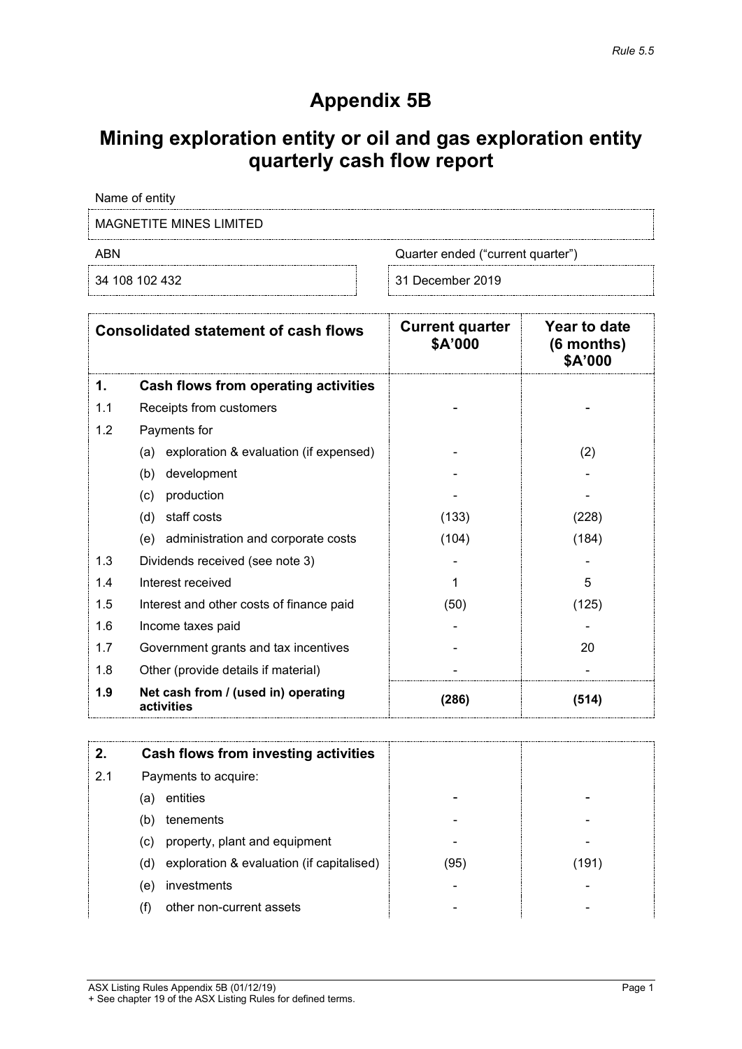*Rule 5.5*

# Appendix 5B

# Mining exploration entity or oil and gas exploration entity quarterly cash flow report

Name of entity

MAGNETITE MINES LIMITED

| ABN | Quarter ended ("current quarter") |
|---|---|
| 34 108 102 432 | 31 December 2019 |

| | Consolidated statement of cash flows | Current quarter $A'000 | Year to date (6 months) $A'000 |
|---|---|---|---|
| **1.** | **Cash flows from operating activities** | | |
| 1.1 | Receipts from customers | - | - |
| 1.2 | Payments for | | |
| | (a) exploration & evaluation (if expensed) | - | (2) |
| | (b) development | - | - |
| | (c) production | - | - |
| | (d) staff costs | (133) | (228) |
| | (e) administration and corporate costs | (104) | (184) |
| 1.3 | Dividends received (see note 3) | - | - |
| 1.4 | Interest received | 1 | 5 |
| 1.5 | Interest and other costs of finance paid | (50) | (125) |
| 1.6 | Income taxes paid | - | - |
| 1.7 | Government grants and tax incentives | - | 20 |
| 1.8 | Other (provide details if material) | - | - |
| **1.9** | **Net cash from / (used in) operating activities** | **(286)** | **(514)** |

| | | | |
|---|---|---|---|
| **2.** | **Cash flows from investing activities** | | |
| 2.1 | Payments to acquire: | | |
| | (a) entities | - | - |
| | (b) tenements | - | - |
| | (c) property, plant and equipment | - | - |
| | (d) exploration & evaluation (if capitalised) | (95) | (191) |
| | (e) investments | - | - |
| | (f) other non-current assets | - | - |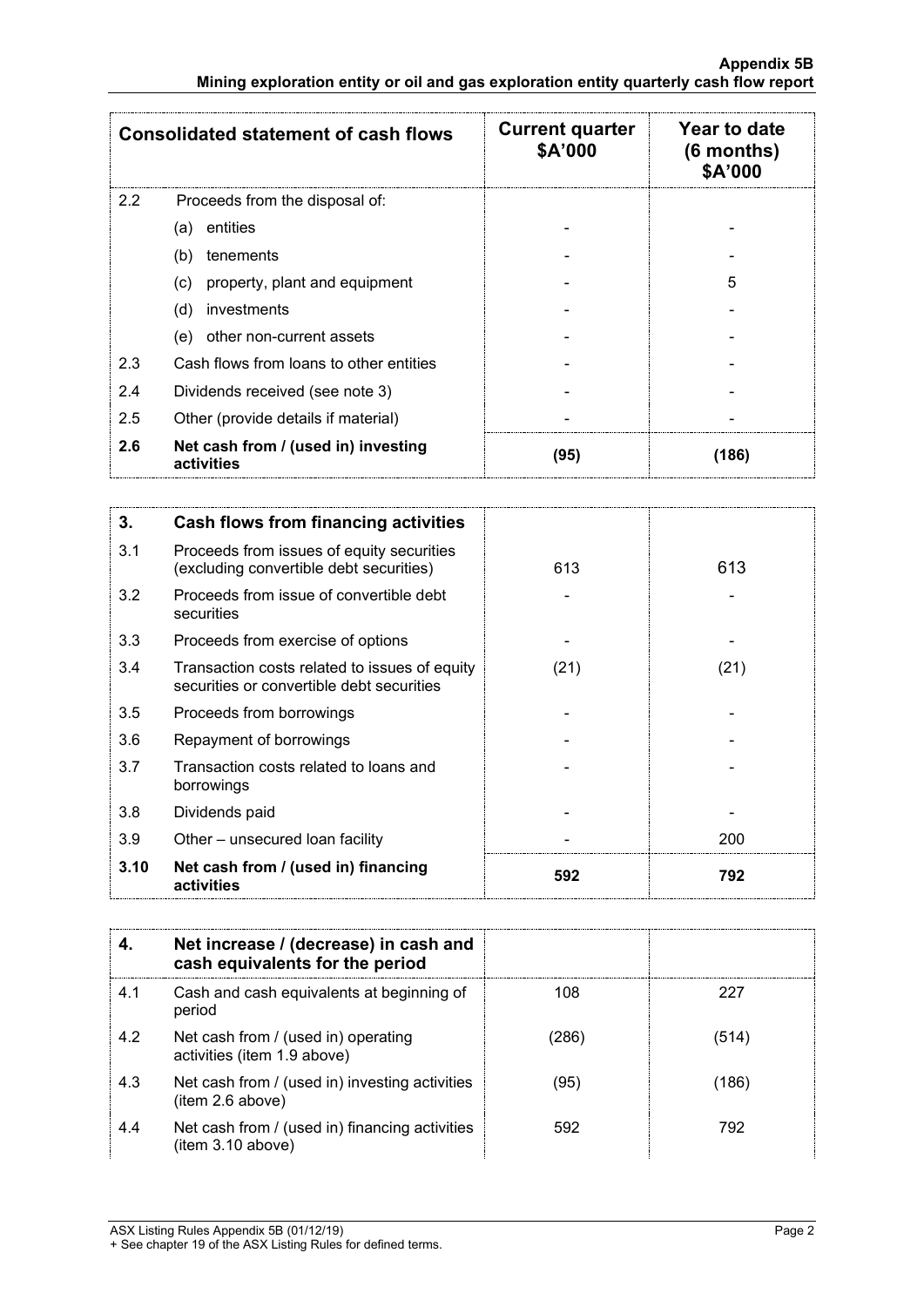| Consolidated statement of cash flows | | Current quarter $A'000 | Year to date (6 months) $A'000 |
|---|---|---|---|
| 2.2 | Proceeds from the disposal of: | | |
| | (a) entities | - | - |
| | (b) tenements | - | - |
| | (c) property, plant and equipment | - | 5 |
| | (d) investments | - | - |
| | (e) other non-current assets | - | - |
| 2.3 | Cash flows from loans to other entities | - | - |
| 2.4 | Dividends received (see note 3) | - | - |
| 2.5 | Other (provide details if material) | - | - |
| **2.6** | **Net cash from / (used in) investing activities** | **(95)** | **(186)** |

| **3.** | **Cash flows from financing activities** | | |
|---|---|---|---|
| 3.1 | Proceeds from issues of equity securities (excluding convertible debt securities) | 613 | 613 |
| 3.2 | Proceeds from issue of convertible debt securities | - | - |
| 3.3 | Proceeds from exercise of options | - | - |
| 3.4 | Transaction costs related to issues of equity securities or convertible debt securities | (21) | (21) |
| 3.5 | Proceeds from borrowings | - | - |
| 3.6 | Repayment of borrowings | - | - |
| 3.7 | Transaction costs related to loans and borrowings | - | - |
| 3.8 | Dividends paid | - | - |
| 3.9 | Other – unsecured loan facility | - | 200 |
| **3.10** | **Net cash from / (used in) financing activities** | **592** | **792** |

| **4.** | **Net increase / (decrease) in cash and cash equivalents for the period** | | |
|---|---|---|---|
| 4.1 | Cash and cash equivalents at beginning of period | 108 | 227 |
| 4.2 | Net cash from / (used in) operating activities (item 1.9 above) | (286) | (514) |
| 4.3 | Net cash from / (used in) investing activities (item 2.6 above) | (95) | (186) |
| 4.4 | Net cash from / (used in) financing activities (item 3.10 above) | 592 | 792 |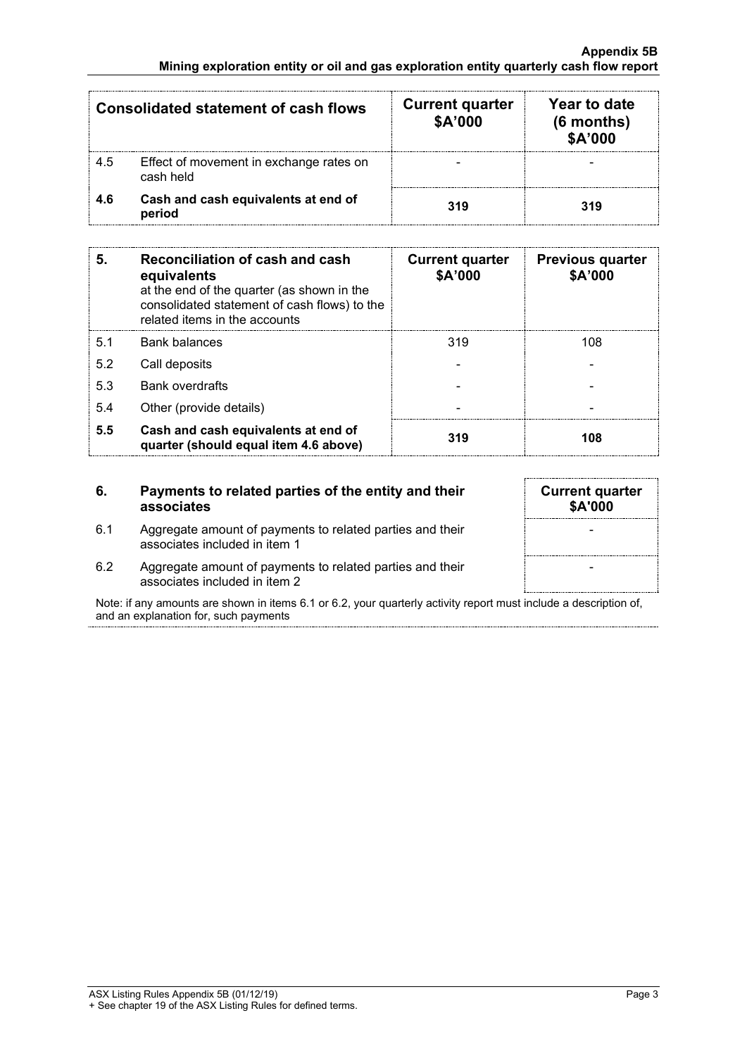| | Consolidated statement of cash flows | Current quarter $A'000 | Year to date (6 months) $A'000 |
|---|---|---|---|
| 4.5 | Effect of movement in exchange rates on cash held | - | - |
| **4.6** | **Cash and cash equivalents at end of period** | **319** | **319** |

| **5.** | **Reconciliation of cash and cash equivalents** at the end of the quarter (as shown in the consolidated statement of cash flows) to the related items in the accounts | **Current quarter $A'000** | **Previous quarter $A'000** |
|---|---|---|---|
| 5.1 | Bank balances | 319 | 108 |
| 5.2 | Call deposits | - | - |
| 5.3 | Bank overdrafts | - | - |
| 5.4 | Other (provide details) | - | - |
| **5.5** | **Cash and cash equivalents at end of quarter (should equal item 4.6 above)** | **319** | **108** |

| **6.** | **Payments to related parties of the entity and their associates** | **Current quarter $A'000** |
|---|---|---|
| 6.1 | Aggregate amount of payments to related parties and their associates included in item 1 | - |
| 6.2 | Aggregate amount of payments to related parties and their associates included in item 2 | - |

Note: if any amounts are shown in items 6.1 or 6.2, your quarterly activity report must include a description of, and an explanation for, such payments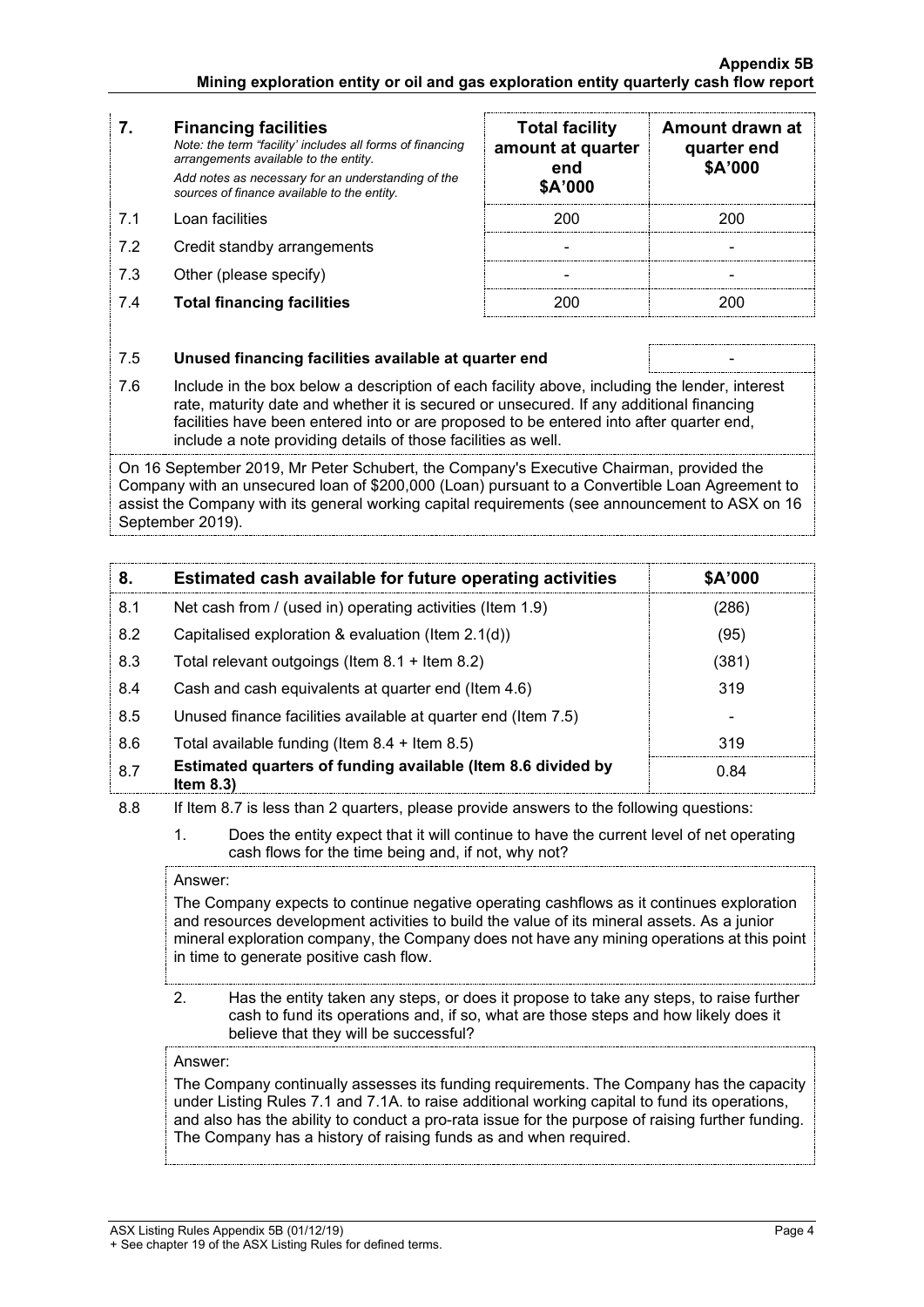| 7. | **Financing facilities** *Note: the term "facility' includes all forms of financing arrangements available to the entity.* *Add notes as necessary for an understanding of the sources of finance available to the entity.* | **Total facility amount at quarter end $A'000** | **Amount drawn at quarter end $A'000** |
|---|---|---|---|
| 7.1 | Loan facilities | 200 | 200 |
| 7.2 | Credit standby arrangements | - | - |
| 7.3 | Other (please specify) | - | - |
| 7.4 | **Total financing facilities** | 200 | 200 |

| | | |
|---|---|---|
| 7.5 | **Unused financing facilities available at quarter end** | - |

7.6 Include in the box below a description of each facility above, including the lender, interest rate, maturity date and whether it is secured or unsecured. If any additional financing facilities have been entered into or are proposed to be entered into after quarter end, include a note providing details of those facilities as well.

On 16 September 2019, Mr Peter Schubert, the Company's Executive Chairman, provided the Company with an unsecured loan of $200,000 (Loan) pursuant to a Convertible Loan Agreement to assist the Company with its general working capital requirements (see announcement to ASX on 16 September 2019).

| 8. | **Estimated cash available for future operating activities** | **$A'000** |
|---|---|---|
| 8.1 | Net cash from / (used in) operating activities (Item 1.9) | (286) |
| 8.2 | Capitalised exploration & evaluation (Item 2.1(d)) | (95) |
| 8.3 | Total relevant outgoings (Item 8.1 + Item 8.2) | (381) |
| 8.4 | Cash and cash equivalents at quarter end (Item 4.6) | 319 |
| 8.5 | Unused finance facilities available at quarter end (Item 7.5) | - |
| 8.6 | Total available funding (Item 8.4 + Item 8.5) | 319 |
| 8.7 | **Estimated quarters of funding available (Item 8.6 divided by Item 8.3)** | 0.84 |

8.8 If Item 8.7 is less than 2 quarters, please provide answers to the following questions:

1. Does the entity expect that it will continue to have the current level of net operating cash flows for the time being and, if not, why not?

Answer:

The Company expects to continue negative operating cashflows as it continues exploration and resources development activities to build the value of its mineral assets. As a junior mineral exploration company, the Company does not have any mining operations at this point in time to generate positive cash flow.

2. Has the entity taken any steps, or does it propose to take any steps, to raise further cash to fund its operations and, if so, what are those steps and how likely does it believe that they will be successful?

Answer:

The Company continually assesses its funding requirements. The Company has the capacity under Listing Rules 7.1 and 7.1A. to raise additional working capital to fund its operations, and also has the ability to conduct a pro-rata issue for the purpose of raising further funding. The Company has a history of raising funds as and when required.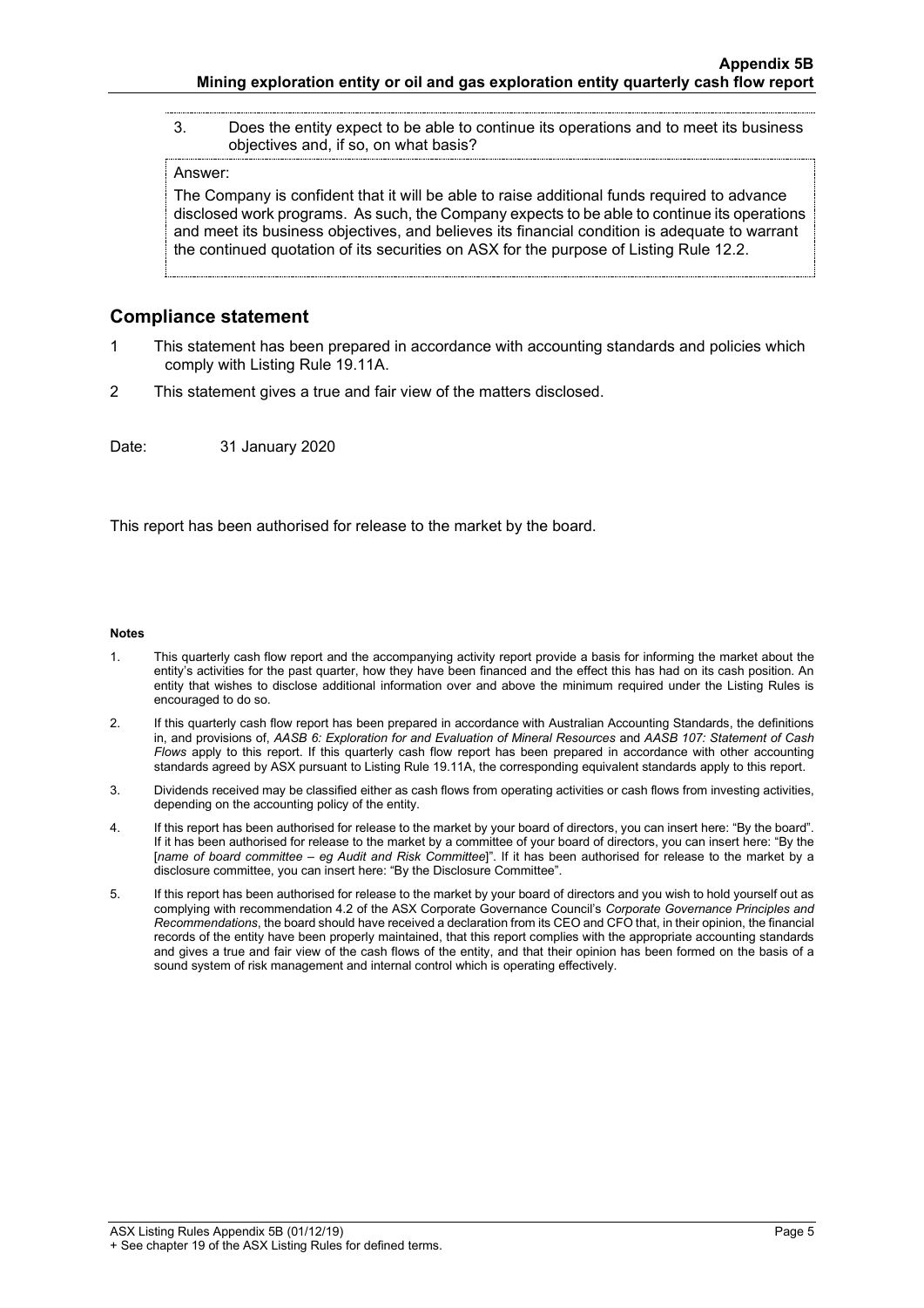3. Does the entity expect to be able to continue its operations and to meet its business objectives and, if so, on what basis?

Answer:

The Company is confident that it will be able to raise additional funds required to advance disclosed work programs. As such, the Company expects to be able to continue its operations and meet its business objectives, and believes its financial condition is adequate to warrant the continued quotation of its securities on ASX for the purpose of Listing Rule 12.2.

## Compliance statement

1 This statement has been prepared in accordance with accounting standards and policies which comply with Listing Rule 19.11A.

2 This statement gives a true and fair view of the matters disclosed.

Date: 31 January 2020

This report has been authorised for release to the market by the board.

**Notes**

1. This quarterly cash flow report and the accompanying activity report provide a basis for informing the market about the entity's activities for the past quarter, how they have been financed and the effect this has had on its cash position. An entity that wishes to disclose additional information over and above the minimum required under the Listing Rules is encouraged to do so.
2. If this quarterly cash flow report has been prepared in accordance with Australian Accounting Standards, the definitions in, and provisions of, *AASB 6: Exploration for and Evaluation of Mineral Resources* and *AASB 107: Statement of Cash Flows* apply to this report. If this quarterly cash flow report has been prepared in accordance with other accounting standards agreed by ASX pursuant to Listing Rule 19.11A, the corresponding equivalent standards apply to this report.
3. Dividends received may be classified either as cash flows from operating activities or cash flows from investing activities, depending on the accounting policy of the entity.
4. If this report has been authorised for release to the market by your board of directors, you can insert here: "By the board". If it has been authorised for release to the market by a committee of your board of directors, you can insert here: "By the [*name of board committee – eg Audit and Risk Committee*]". If it has been authorised for release to the market by a disclosure committee, you can insert here: "By the Disclosure Committee".
5. If this report has been authorised for release to the market by your board of directors and you wish to hold yourself out as complying with recommendation 4.2 of the ASX Corporate Governance Council's *Corporate Governance Principles and Recommendations*, the board should have received a declaration from its CEO and CFO that, in their opinion, the financial records of the entity have been properly maintained, that this report complies with the appropriate accounting standards and gives a true and fair view of the cash flows of the entity, and that their opinion has been formed on the basis of a sound system of risk management and internal control which is operating effectively.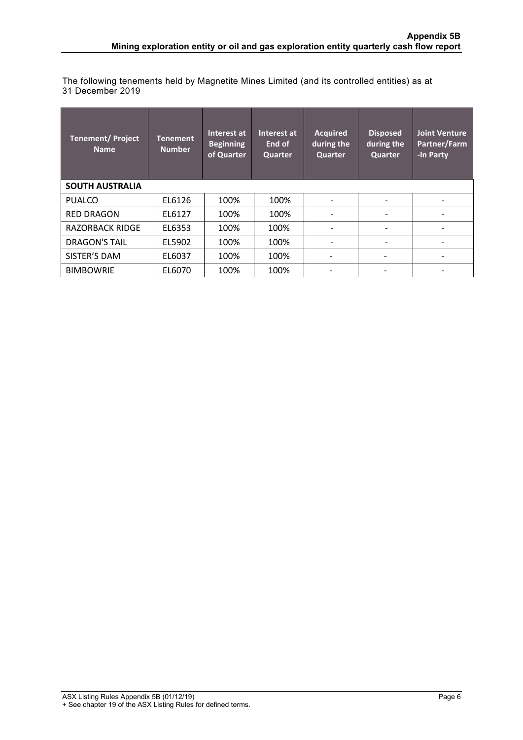The following tenements held by Magnetite Mines Limited (and its controlled entities) as at 31 December 2019

| Tenement/ Project Name | Tenement Number | Interest at Beginning of Quarter | Interest at End of Quarter | Acquired during the Quarter | Disposed during the Quarter | Joint Venture Partner/Farm -In Party |
|---|---|---|---|---|---|---|
| **SOUTH AUSTRALIA** | | | | | | |
| PUALCO | EL6126 | 100% | 100% | - | - | - |
| RED DRAGON | EL6127 | 100% | 100% | - | - | - |
| RAZORBACK RIDGE | EL6353 | 100% | 100% | - | - | - |
| DRAGON'S TAIL | EL5902 | 100% | 100% | - | - | - |
| SISTER'S DAM | EL6037 | 100% | 100% | - | - | - |
| BIMBOWRIE | EL6070 | 100% | 100% | - | - | - |